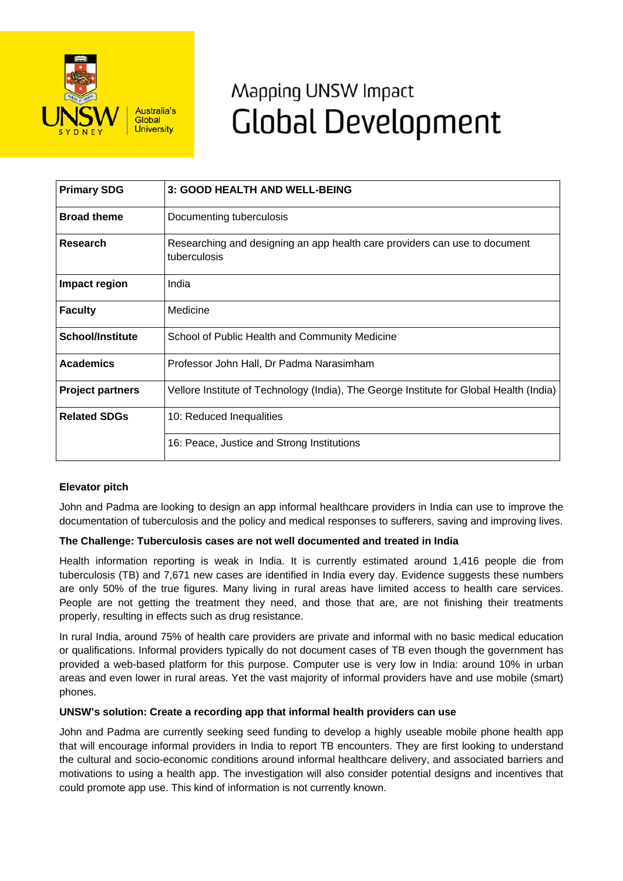# Mapping UNSW Impact
# Global Development

| **Primary SDG** | **3: GOOD HEALTH AND WELL-BEING** |
|---|---|
| **Broad theme** | Documenting tuberculosis |
| **Research** | Researching and designing an app health care providers can use to document tuberculosis |
| **Impact region** | India |
| **Faculty** | Medicine |
| **School/Institute** | School of Public Health and Community Medicine |
| **Academics** | Professor John Hall, Dr Padma Narasimham |
| **Project partners** | Vellore Institute of Technology (India), The George Institute for Global Health (India) |
| **Related SDGs** | 10: Reduced Inequalities |
| | 16: Peace, Justice and Strong Institutions |

**Elevator pitch**

John and Padma are looking to design an app informal healthcare providers in India can use to improve the documentation of tuberculosis and the policy and medical responses to sufferers, saving and improving lives.

**The Challenge: Tuberculosis cases are not well documented and treated in India**

Health information reporting is weak in India. It is currently estimated around 1,416 people die from tuberculosis (TB) and 7,671 new cases are identified in India every day. Evidence suggests these numbers are only 50% of the true figures. Many living in rural areas have limited access to health care services. People are not getting the treatment they need, and those that are, are not finishing their treatments properly, resulting in effects such as drug resistance.

In rural India, around 75% of health care providers are private and informal with no basic medical education or qualifications. Informal providers typically do not document cases of TB even though the government has provided a web-based platform for this purpose. Computer use is very low in India: around 10% in urban areas and even lower in rural areas. Yet the vast majority of informal providers have and use mobile (smart) phones.

**UNSW's solution: Create a recording app that informal health providers can use**

John and Padma are currently seeking seed funding to develop a highly useable mobile phone health app that will encourage informal providers in India to report TB encounters. They are first looking to understand the cultural and socio-economic conditions around informal healthcare delivery, and associated barriers and motivations to using a health app. The investigation will also consider potential designs and incentives that could promote app use. This kind of information is not currently known.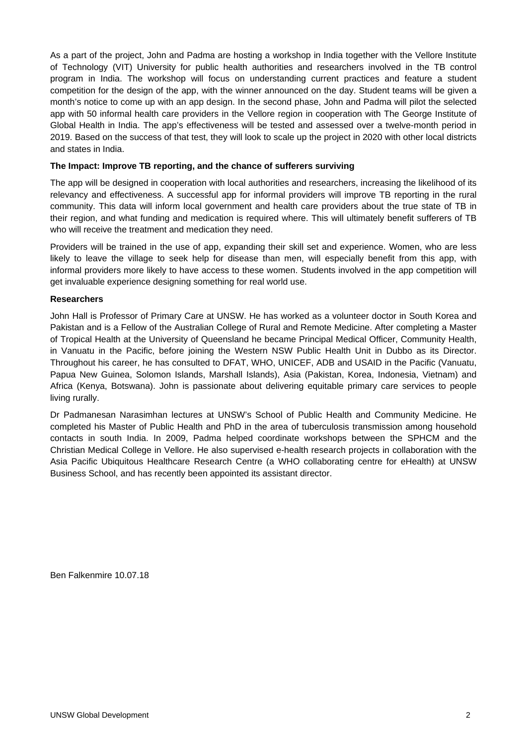As a part of the project, John and Padma are hosting a workshop in India together with the Vellore Institute of Technology (VIT) University for public health authorities and researchers involved in the TB control program in India. The workshop will focus on understanding current practices and feature a student competition for the design of the app, with the winner announced on the day. Student teams will be given a month's notice to come up with an app design. In the second phase, John and Padma will pilot the selected app with 50 informal health care providers in the Vellore region in cooperation with The George Institute of Global Health in India. The app's effectiveness will be tested and assessed over a twelve-month period in 2019. Based on the success of that test, they will look to scale up the project in 2020 with other local districts and states in India.

**The Impact: Improve TB reporting, and the chance of sufferers surviving**

The app will be designed in cooperation with local authorities and researchers, increasing the likelihood of its relevancy and effectiveness. A successful app for informal providers will improve TB reporting in the rural community. This data will inform local government and health care providers about the true state of TB in their region, and what funding and medication is required where. This will ultimately benefit sufferers of TB who will receive the treatment and medication they need.

Providers will be trained in the use of app, expanding their skill set and experience. Women, who are less likely to leave the village to seek help for disease than men, will especially benefit from this app, with informal providers more likely to have access to these women. Students involved in the app competition will get invaluable experience designing something for real world use.

**Researchers**

John Hall is Professor of Primary Care at UNSW. He has worked as a volunteer doctor in South Korea and Pakistan and is a Fellow of the Australian College of Rural and Remote Medicine. After completing a Master of Tropical Health at the University of Queensland he became Principal Medical Officer, Community Health, in Vanuatu in the Pacific, before joining the Western NSW Public Health Unit in Dubbo as its Director. Throughout his career, he has consulted to DFAT, WHO, UNICEF, ADB and USAID in the Pacific (Vanuatu, Papua New Guinea, Solomon Islands, Marshall Islands), Asia (Pakistan, Korea, Indonesia, Vietnam) and Africa (Kenya, Botswana). John is passionate about delivering equitable primary care services to people living rurally.

Dr Padmanesan Narasimhan lectures at UNSW's School of Public Health and Community Medicine. He completed his Master of Public Health and PhD in the area of tuberculosis transmission among household contacts in south India. In 2009, Padma helped coordinate workshops between the SPHCM and the Christian Medical College in Vellore. He also supervised e-health research projects in collaboration with the Asia Pacific Ubiquitous Healthcare Research Centre (a WHO collaborating centre for eHealth) at UNSW Business School, and has recently been appointed its assistant director.

Ben Falkenmire 10.07.18